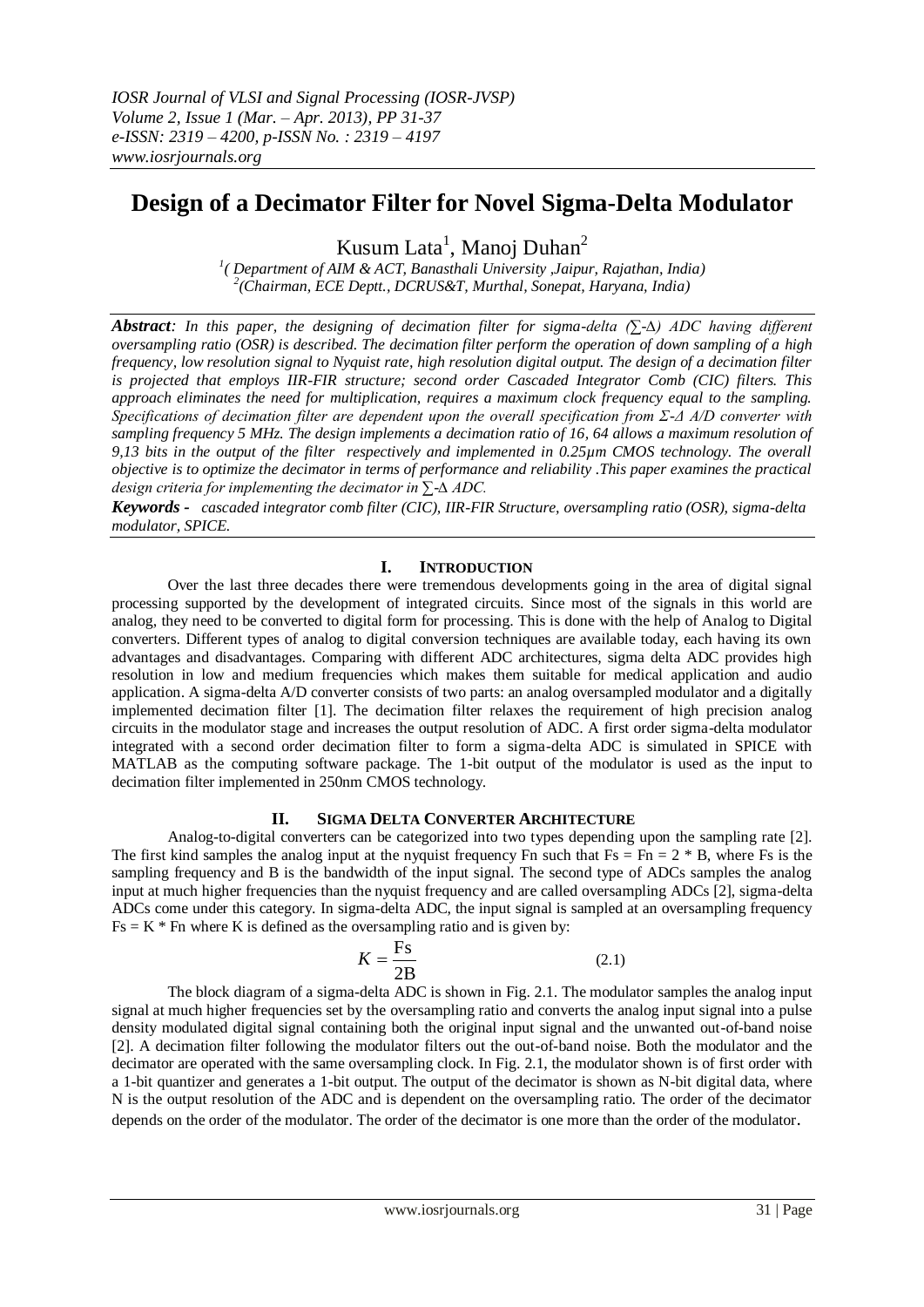# Design of a Decimator Filter for Novel Sigma-Delta Modulator

Kusum Lata[1], Manoj Duhan[2]

[1]( Department of AIM & ACT, Banasthali University ,Jaipur, Rajathan, India)
[2](Chairman, ECE Deptt., DCRUS&T, Murthal, Sonepat, Haryana, India)

***Abstract**: In this paper, the designing of decimation filter for sigma-delta (∑-Δ) ADC having different oversampling ratio (OSR) is described. The decimation filter perform the operation of down sampling of a high frequency, low resolution signal to Nyquist rate, high resolution digital output. The design of a decimation filter is projected that employs IIR-FIR structure; second order Cascaded Integrator Comb (CIC) filters. This approach eliminates the need for multiplication, requires a maximum clock frequency equal to the sampling. Specifications of decimation filter are dependent upon the overall specification from Σ-Δ A/D converter with sampling frequency 5 MHz. The design implements a decimation ratio of 16, 64 allows a maximum resolution of 9,13 bits in the output of the filter respectively and implemented in 0.25µm CMOS technology. The overall objective is to optimize the decimator in terms of performance and reliability .This paper examines the practical design criteria for implementing the decimator in ∑-Δ ADC.*

***Keywords -** cascaded integrator comb filter (CIC), IIR-FIR Structure, oversampling ratio (OSR), sigma-delta modulator, SPICE.*

## I. Introduction

Over the last three decades there were tremendous developments going in the area of digital signal processing supported by the development of integrated circuits. Since most of the signals in this world are analog, they need to be converted to digital form for processing. This is done with the help of Analog to Digital converters. Different types of analog to digital conversion techniques are available today, each having its own advantages and disadvantages. Comparing with different ADC architectures, sigma delta ADC provides high resolution in low and medium frequencies which makes them suitable for medical application and audio application. A sigma-delta A/D converter consists of two parts: an analog oversampled modulator and a digitally implemented decimation filter [1]. The decimation filter relaxes the requirement of high precision analog circuits in the modulator stage and increases the output resolution of ADC. A first order sigma-delta modulator integrated with a second order decimation filter to form a sigma-delta ADC is simulated in SPICE with MATLAB as the computing software package. The 1-bit output of the modulator is used as the input to decimation filter implemented in 250nm CMOS technology.

## II. Sigma Delta Converter Architecture

Analog-to-digital converters can be categorized into two types depending upon the sampling rate [2]. The first kind samples the analog input at the nyquist frequency Fn such that Fs = Fn = 2 * B, where Fs is the sampling frequency and B is the bandwidth of the input signal. The second type of ADCs samples the analog input at much higher frequencies than the nyquist frequency and are called oversampling ADCs [2], sigma-delta ADCs come under this category. In sigma-delta ADC, the input signal is sampled at an oversampling frequency Fs = K * Fn where K is defined as the oversampling ratio and is given by:

$$K = \frac{\text{Fs}}{2\text{B}} \tag{2.1}$$

The block diagram of a sigma-delta ADC is shown in Fig. 2.1. The modulator samples the analog input signal at much higher frequencies set by the oversampling ratio and converts the analog input signal into a pulse density modulated digital signal containing both the original input signal and the unwanted out-of-band noise [2]. A decimation filter following the modulator filters out the out-of-band noise. Both the modulator and the decimator are operated with the same oversampling clock. In Fig. 2.1, the modulator shown is of first order with a 1-bit quantizer and generates a 1-bit output. The output of the decimator is shown as N-bit digital data, where N is the output resolution of the ADC and is dependent on the oversampling ratio. The order of the decimator depends on the order of the modulator. The order of the decimator is one more than the order of the modulator.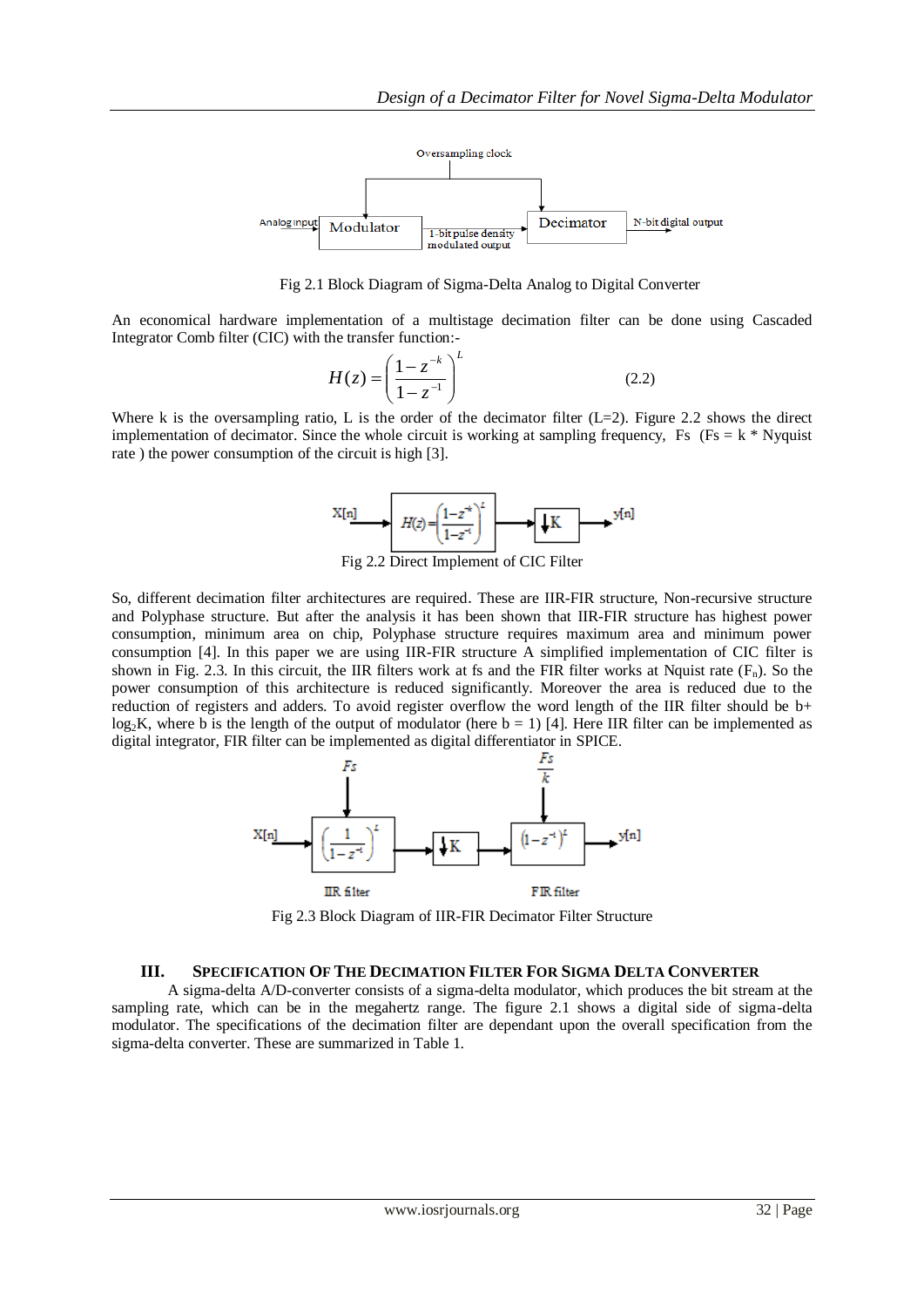Fig 2.1 Block Diagram of Sigma-Delta Analog to Digital Converter

An economical hardware implementation of a multistage decimation filter can be done using Cascaded Integrator Comb filter (CIC) with the transfer function:-

$$H(z) = \left( \frac{1 - z^{-k}}{1 - z^{-1}} \right)^{L} \qquad (2.2)$$

Where k is the oversampling ratio, L is the order of the decimator filter (L=2). Figure 2.2 shows the direct implementation of decimator. Since the whole circuit is working at sampling frequency, Fs (Fs = k * Nyquist rate ) the power consumption of the circuit is high [3].

Fig 2.2 Direct Implement of CIC Filter

So, different decimation filter architectures are required. These are IIR-FIR structure, Non-recursive structure and Polyphase structure. But after the analysis it has been shown that IIR-FIR structure has highest power consumption, minimum area on chip, Polyphase structure requires maximum area and minimum power consumption [4]. In this paper we are using IIR-FIR structure A simplified implementation of CIC filter is shown in Fig. 2.3. In this circuit, the IIR filters work at fs and the FIR filter works at Nquist rate ($F_n$). So the power consumption of this architecture is reduced significantly. Moreover the area is reduced due to the reduction of registers and adders. To avoid register overflow the word length of the IIR filter should be b+ $\log_2 K$, where b is the length of the output of modulator (here b = 1) [4]. Here IIR filter can be implemented as digital integrator, FIR filter can be implemented as digital differentiator in SPICE.

Fig 2.3 Block Diagram of IIR-FIR Decimator Filter Structure

## III. Specification Of The Decimation Filter For Sigma Delta Converter

A sigma-delta A/D-converter consists of a sigma-delta modulator, which produces the bit stream at the sampling rate, which can be in the megahertz range. The figure 2.1 shows a digital side of sigma-delta modulator. The specifications of the decimation filter are dependant upon the overall specification from the sigma-delta converter. These are summarized in Table 1.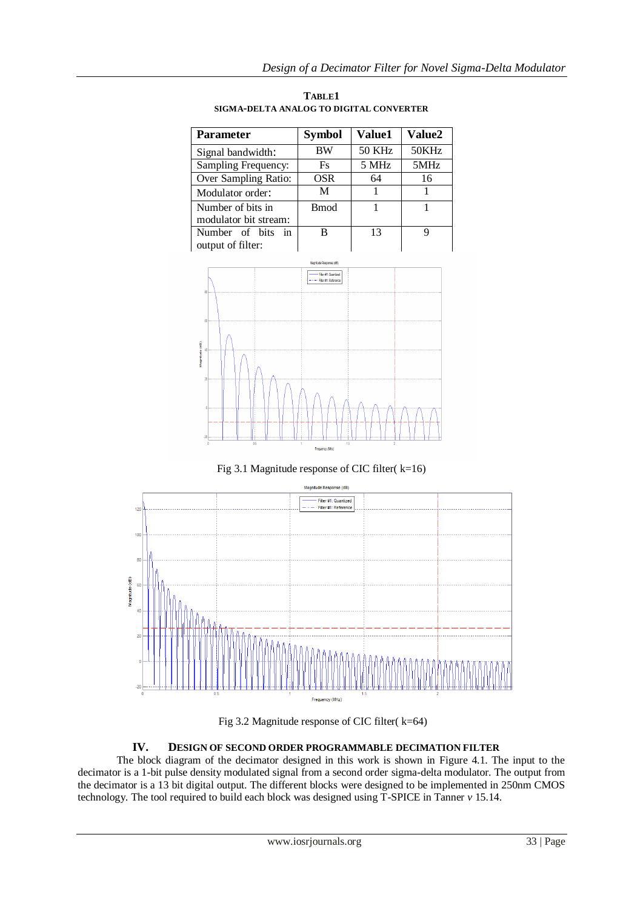**TABLE1**
**SIGMA-DELTA ANALOG TO DIGITAL CONVERTER**

| Parameter | Symbol | Value1 | Value2 |
|---|---|---|---|
| Signal bandwidth: | BW | 50 KHz | 50KHz |
| Sampling Frequency: | Fs | 5 MHz | 5MHz |
| Over Sampling Ratio: | OSR | 64 | 16 |
| Modulator order: | M | 1 | 1 |
| Number of bits in modulator bit stream: | Bmod | 1 | 1 |
| Number of bits in output of filter: | B | 13 | 9 |

Fig 3.1 Magnitude response of CIC filter( k=16)

Fig 3.2 Magnitude response of CIC filter( k=64)

## IV. DESIGN OF SECOND ORDER PROGRAMMABLE DECIMATION FILTER

The block diagram of the decimator designed in this work is shown in Figure 4.1. The input to the decimator is a 1-bit pulse density modulated signal from a second order sigma-delta modulator. The output from the decimator is a 13 bit digital output. The different blocks were designed to be implemented in 250nm CMOS technology. The tool required to build each block was designed using T-SPICE in Tanner *v* 15.14.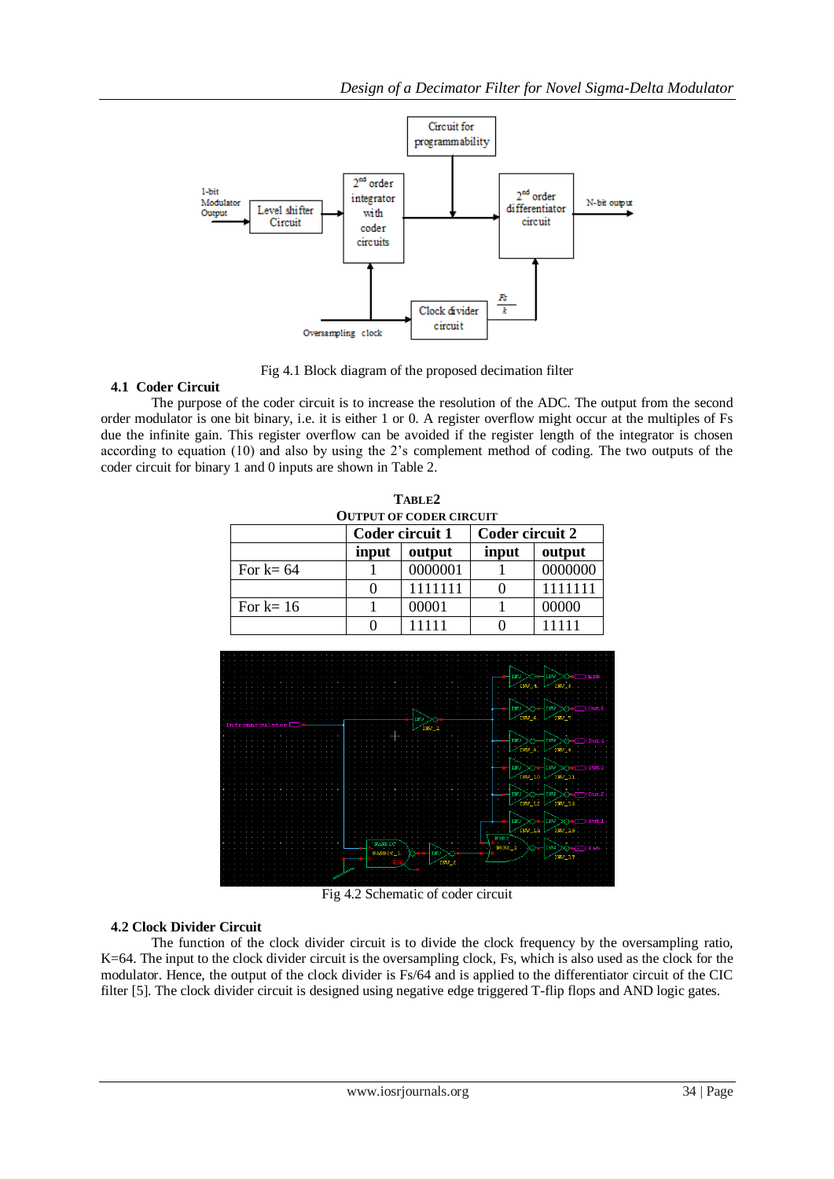Fig 4.1 Block diagram of the proposed decimation filter

### 4.1 Coder Circuit

The purpose of the coder circuit is to increase the resolution of the ADC. The output from the second order modulator is one bit binary, i.e. it is either 1 or 0. A register overflow might occur at the multiples of Fs due the infinite gain. This register overflow can be avoided if the register length of the integrator is chosen according to equation (10) and also by using the 2's complement method of coding. The two outputs of the coder circuit for binary 1 and 0 inputs are shown in Table 2.

**TABLE2**
**OUTPUT OF CODER CIRCUIT**

| | Coder circuit 1 | | Coder circuit 2 | |
|---|---|---|---|---|
| | input | output | input | output |
| For k= 64 | 1 | 0000001 | 1 | 0000000 |
| | 0 | 1111111 | 0 | 1111111 |
| For k= 16 | 1 | 00001 | 1 | 00000 |
| | 0 | 11111 | 0 | 11111 |

Fig 4.2 Schematic of coder circuit

### 4.2 Clock Divider Circuit

The function of the clock divider circuit is to divide the clock frequency by the oversampling ratio, K=64. The input to the clock divider circuit is the oversampling clock, Fs, which is also used as the clock for the modulator. Hence, the output of the clock divider is Fs/64 and is applied to the differentiator circuit of the CIC filter [5]. The clock divider circuit is designed using negative edge triggered T-flip flops and AND logic gates.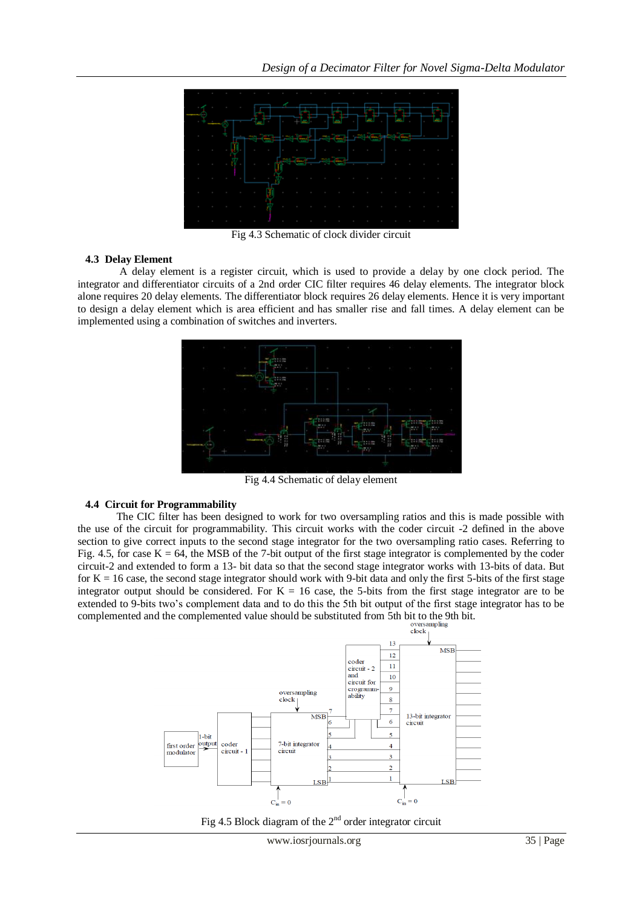Fig 4.3 Schematic of clock divider circuit

### 4.3 Delay Element

A delay element is a register circuit, which is used to provide a delay by one clock period. The integrator and differentiator circuits of a 2nd order CIC filter requires 46 delay elements. The integrator block alone requires 20 delay elements. The differentiator block requires 26 delay elements. Hence it is very important to design a delay element which is area efficient and has smaller rise and fall times. A delay element can be implemented using a combination of switches and inverters.

Fig 4.4 Schematic of delay element

### 4.4 Circuit for Programmability

The CIC filter has been designed to work for two oversampling ratios and this is made possible with the use of the circuit for programmability. This circuit works with the coder circuit -2 defined in the above section to give correct inputs to the second stage integrator for the two oversampling ratio cases. Referring to Fig. 4.5, for case K = 64, the MSB of the 7-bit output of the first stage integrator is complemented by the coder circuit-2 and extended to form a 13- bit data so that the second stage integrator works with 13-bits of data. But for K = 16 case, the second stage integrator should work with 9-bit data and only the first 5-bits of the first stage integrator output should be considered. For K = 16 case, the 5-bits from the first stage integrator are to be extended to 9-bits two's complement data and to do this the 5th bit output of the first stage integrator has to be complemented and the complemented value should be substituted from 5th bit to the 9th bit.

Fig 4.5 Block diagram of the 2nd order integrator circuit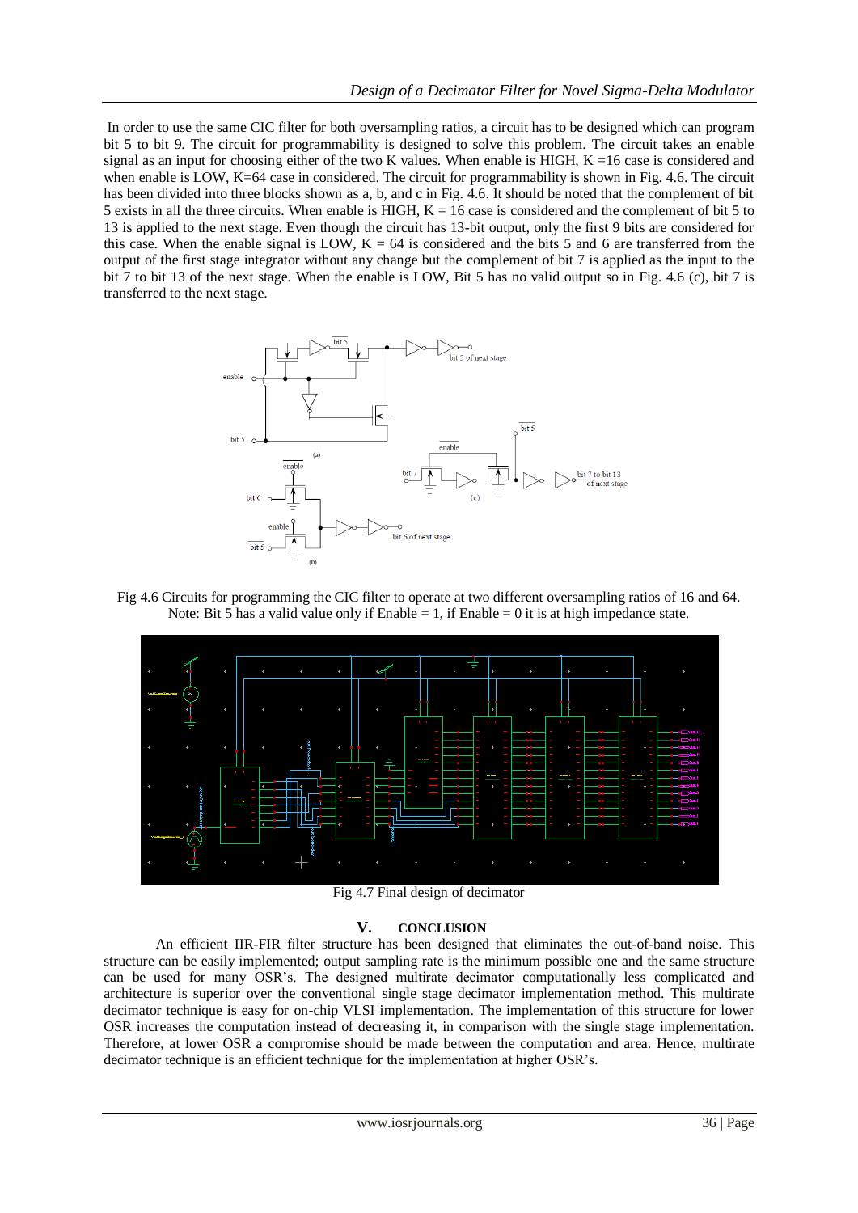In order to use the same CIC filter for both oversampling ratios, a circuit has to be designed which can program bit 5 to bit 9. The circuit for programmability is designed to solve this problem. The circuit takes an enable signal as an input for choosing either of the two K values. When enable is HIGH, K =16 case is considered and when enable is LOW, K=64 case in considered. The circuit for programmability is shown in Fig. 4.6. The circuit has been divided into three blocks shown as a, b, and c in Fig. 4.6. It should be noted that the complement of bit 5 exists in all the three circuits. When enable is HIGH, K = 16 case is considered and the complement of bit 5 to 13 is applied to the next stage. Even though the circuit has 13-bit output, only the first 9 bits are considered for this case. When the enable signal is LOW, K = 64 is considered and the bits 5 and 6 are transferred from the output of the first stage integrator without any change but the complement of bit 7 is applied as the input to the bit 7 to bit 13 of the next stage. When the enable is LOW, Bit 5 has no valid output so in Fig. 4.6 (c), bit 7 is transferred to the next stage.

Fig 4.6 Circuits for programming the CIC filter to operate at two different oversampling ratios of 16 and 64. Note: Bit 5 has a valid value only if Enable = 1, if Enable = 0 it is at high impedance state.

Fig 4.7 Final design of decimator

## V. CONCLUSION

An efficient IIR-FIR filter structure has been designed that eliminates the out-of-band noise. This structure can be easily implemented; output sampling rate is the minimum possible one and the same structure can be used for many OSR's. The designed multirate decimator computationally less complicated and architecture is superior over the conventional single stage decimator implementation method. This multirate decimator technique is easy for on-chip VLSI implementation. The implementation of this structure for lower OSR increases the computation instead of decreasing it, in comparison with the single stage implementation. Therefore, at lower OSR a compromise should be made between the computation and area. Hence, multirate decimator technique is an efficient technique for the implementation at higher OSR's.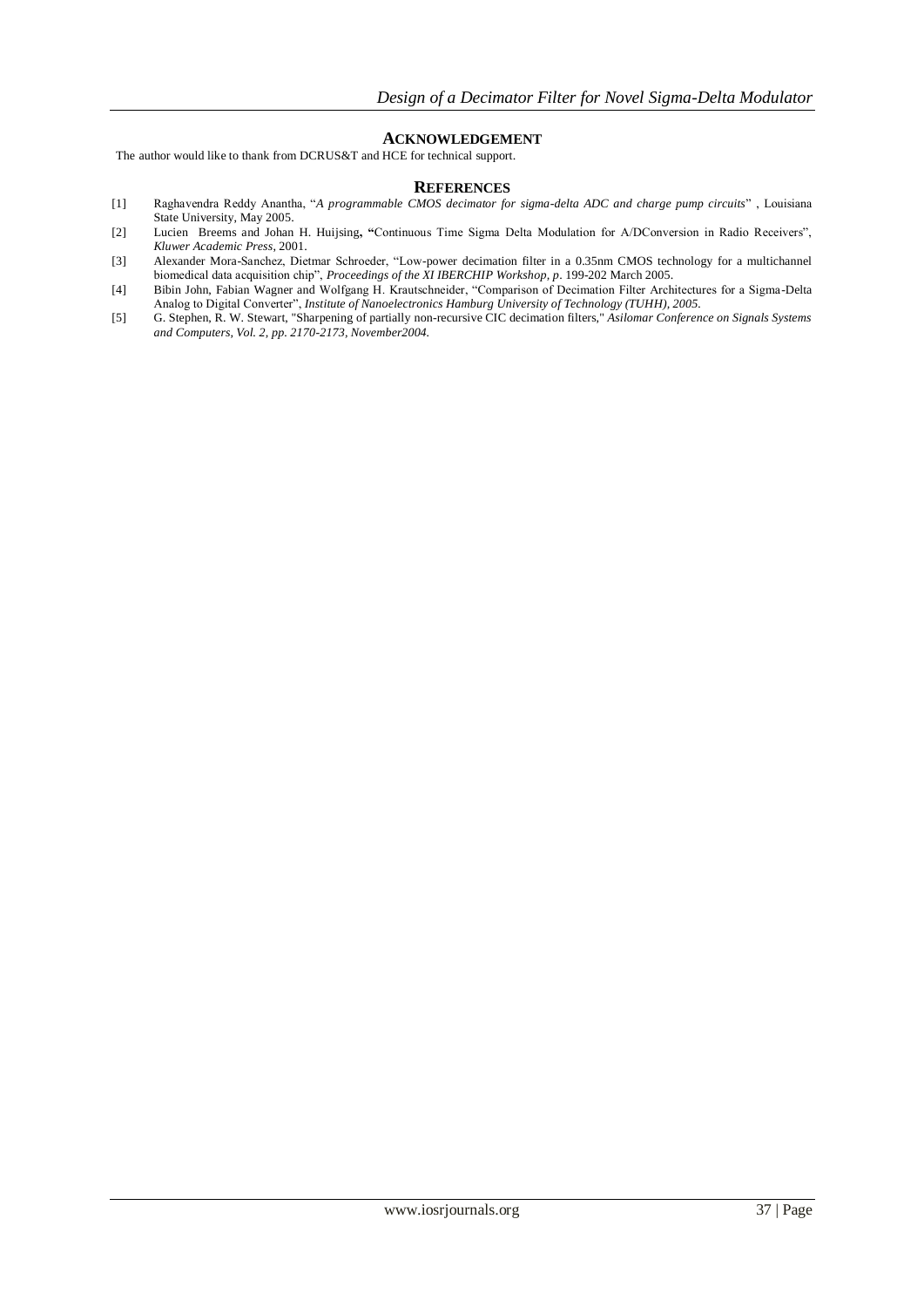## ACKNOWLEDGEMENT

The author would like to thank from DCRUS&T and HCE for technical support.

## REFERENCES

[1] Raghavendra Reddy Anantha, "*A programmable CMOS decimator for sigma-delta ADC and charge pump circuits*" , Louisiana State University, May 2005.

[2] Lucien Breems and Johan H. Huijsing, **"**Continuous Time Sigma Delta Modulation for A/DConversion in Radio Receivers", *Kluwer Academic Press*, 2001.

[3] Alexander Mora-Sanchez, Dietmar Schroeder, "Low-power decimation filter in a 0.35nm CMOS technology for a multichannel biomedical data acquisition chip", *Proceedings of the XI IBERCHIP Workshop, p*. 199-202 March 2005.

[4] Bibin John, Fabian Wagner and Wolfgang H. Krautschneider, "Comparison of Decimation Filter Architectures for a Sigma-Delta Analog to Digital Converter", *Institute of Nanoelectronics Hamburg University of Technology (TUHH), 2005.*

[5] G. Stephen, R. W. Stewart, "Sharpening of partially non-recursive CIC decimation filters," *Asilomar Conference on Signals Systems and Computers, Vol. 2, pp. 2170-2173, November2004.*